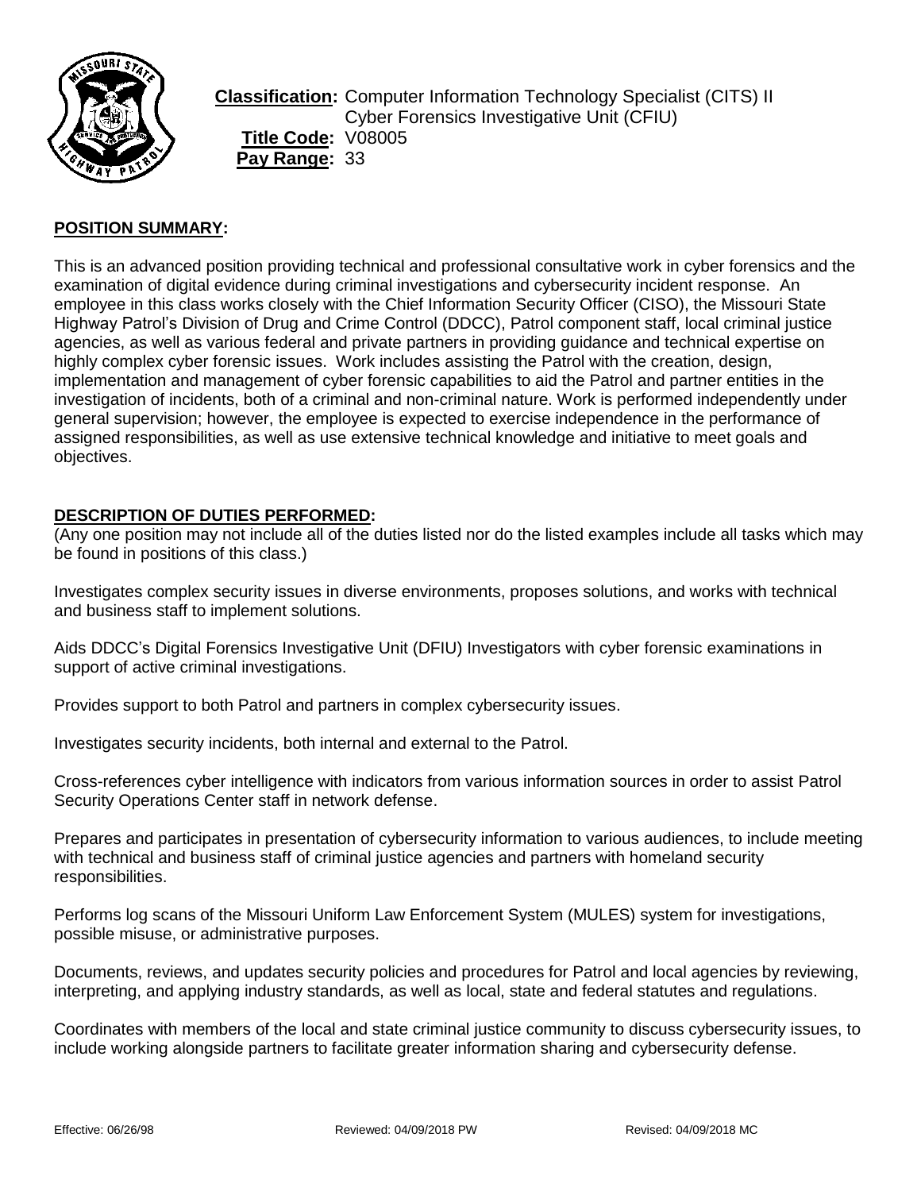**Classification:** Computer Information Technology Specialist (CITS) II
Cyber Forensics Investigative Unit (CFIU)
**Title Code:** V08005
**Pay Range:** 33

## POSITION SUMMARY:

This is an advanced position providing technical and professional consultative work in cyber forensics and the examination of digital evidence during criminal investigations and cybersecurity incident response. An employee in this class works closely with the Chief Information Security Officer (CISO), the Missouri State Highway Patrol's Division of Drug and Crime Control (DDCC), Patrol component staff, local criminal justice agencies, as well as various federal and private partners in providing guidance and technical expertise on highly complex cyber forensic issues. Work includes assisting the Patrol with the creation, design, implementation and management of cyber forensic capabilities to aid the Patrol and partner entities in the investigation of incidents, both of a criminal and non-criminal nature. Work is performed independently under general supervision; however, the employee is expected to exercise independence in the performance of assigned responsibilities, as well as use extensive technical knowledge and initiative to meet goals and objectives.

## DESCRIPTION OF DUTIES PERFORMED:

(Any one position may not include all of the duties listed nor do the listed examples include all tasks which may be found in positions of this class.)

Investigates complex security issues in diverse environments, proposes solutions, and works with technical and business staff to implement solutions.

Aids DDCC's Digital Forensics Investigative Unit (DFIU) Investigators with cyber forensic examinations in support of active criminal investigations.

Provides support to both Patrol and partners in complex cybersecurity issues.

Investigates security incidents, both internal and external to the Patrol.

Cross-references cyber intelligence with indicators from various information sources in order to assist Patrol Security Operations Center staff in network defense.

Prepares and participates in presentation of cybersecurity information to various audiences, to include meeting with technical and business staff of criminal justice agencies and partners with homeland security responsibilities.

Performs log scans of the Missouri Uniform Law Enforcement System (MULES) system for investigations, possible misuse, or administrative purposes.

Documents, reviews, and updates security policies and procedures for Patrol and local agencies by reviewing, interpreting, and applying industry standards, as well as local, state and federal statutes and regulations.

Coordinates with members of the local and state criminal justice community to discuss cybersecurity issues, to include working alongside partners to facilitate greater information sharing and cybersecurity defense.

Effective: 06/26/98 Reviewed: 04/09/2018 PW Revised: 04/09/2018 MC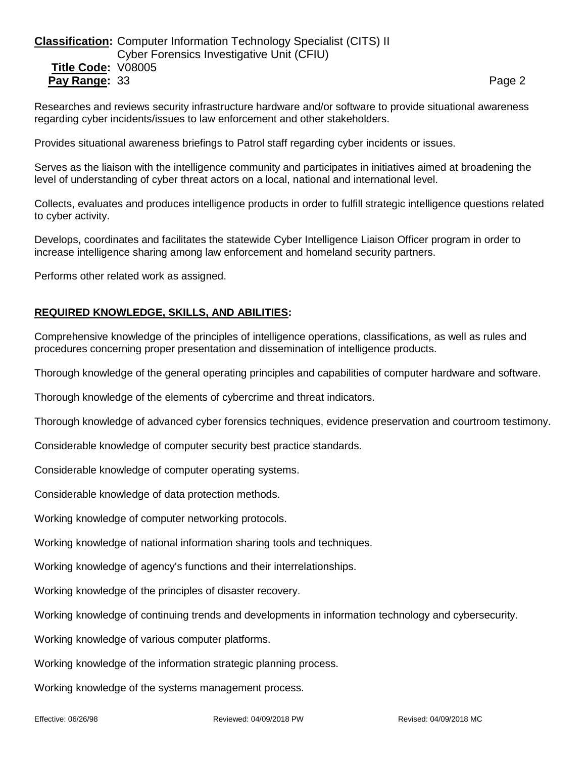Researches and reviews security infrastructure hardware and/or software to provide situational awareness regarding cyber incidents/issues to law enforcement and other stakeholders.

Provides situational awareness briefings to Patrol staff regarding cyber incidents or issues.

Serves as the liaison with the intelligence community and participates in initiatives aimed at broadening the level of understanding of cyber threat actors on a local, national and international level.

Collects, evaluates and produces intelligence products in order to fulfill strategic intelligence questions related to cyber activity.

Develops, coordinates and facilitates the statewide Cyber Intelligence Liaison Officer program in order to increase intelligence sharing among law enforcement and homeland security partners.

Performs other related work as assigned.

## REQUIRED KNOWLEDGE, SKILLS, AND ABILITIES:

Comprehensive knowledge of the principles of intelligence operations, classifications, as well as rules and procedures concerning proper presentation and dissemination of intelligence products.

Thorough knowledge of the general operating principles and capabilities of computer hardware and software.

Thorough knowledge of the elements of cybercrime and threat indicators.

Thorough knowledge of advanced cyber forensics techniques, evidence preservation and courtroom testimony.

Considerable knowledge of computer security best practice standards.

Considerable knowledge of computer operating systems.

Considerable knowledge of data protection methods.

Working knowledge of computer networking protocols.

Working knowledge of national information sharing tools and techniques.

Working knowledge of agency's functions and their interrelationships.

Working knowledge of the principles of disaster recovery.

Working knowledge of continuing trends and developments in information technology and cybersecurity.

Working knowledge of various computer platforms.

Working knowledge of the information strategic planning process.

Working knowledge of the systems management process.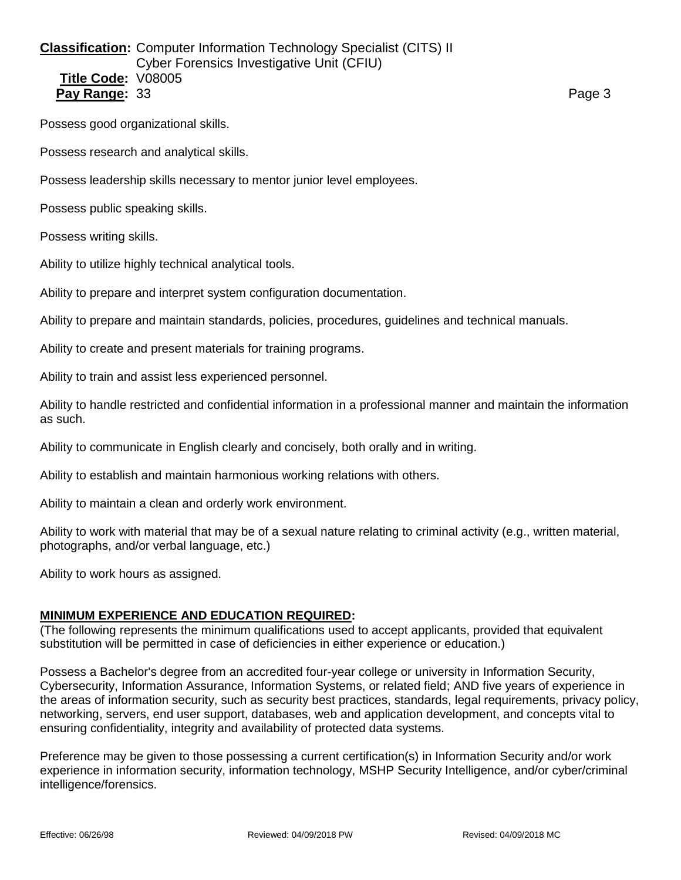Possess good organizational skills.

Possess research and analytical skills.

Possess leadership skills necessary to mentor junior level employees.

Possess public speaking skills.

Possess writing skills.

Ability to utilize highly technical analytical tools.

Ability to prepare and interpret system configuration documentation.

Ability to prepare and maintain standards, policies, procedures, guidelines and technical manuals.

Ability to create and present materials for training programs.

Ability to train and assist less experienced personnel.

Ability to handle restricted and confidential information in a professional manner and maintain the information as such.

Ability to communicate in English clearly and concisely, both orally and in writing.

Ability to establish and maintain harmonious working relations with others.

Ability to maintain a clean and orderly work environment.

Ability to work with material that may be of a sexual nature relating to criminal activity (e.g., written material, photographs, and/or verbal language, etc.)

Ability to work hours as assigned.

## MINIMUM EXPERIENCE AND EDUCATION REQUIRED:

(The following represents the minimum qualifications used to accept applicants, provided that equivalent substitution will be permitted in case of deficiencies in either experience or education.)

Possess a Bachelor's degree from an accredited four-year college or university in Information Security, Cybersecurity, Information Assurance, Information Systems, or related field; AND five years of experience in the areas of information security, such as security best practices, standards, legal requirements, privacy policy, networking, servers, end user support, databases, web and application development, and concepts vital to ensuring confidentiality, integrity and availability of protected data systems.

Preference may be given to those possessing a current certification(s) in Information Security and/or work experience in information security, information technology, MSHP Security Intelligence, and/or cyber/criminal intelligence/forensics.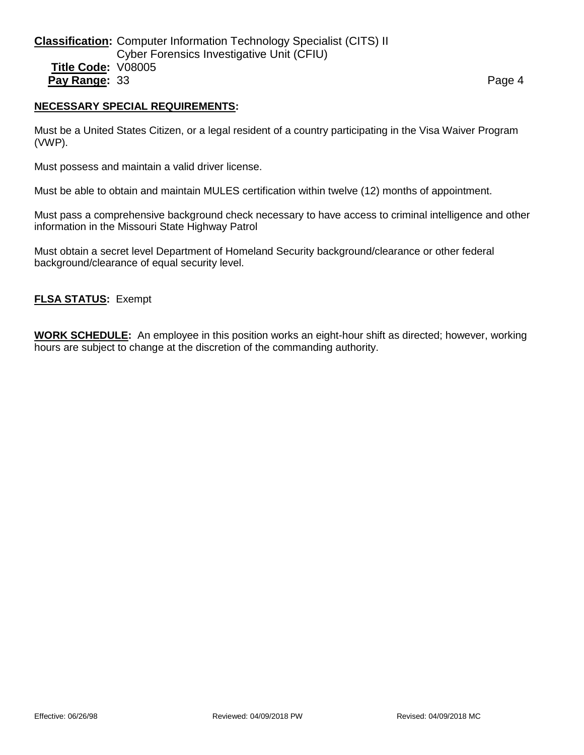**Classification:** Computer Information Technology Specialist (CITS) II
Cyber Forensics Investigative Unit (CFIU)
**Title Code:** V08005
**Pay Range:** 33

## NECESSARY SPECIAL REQUIREMENTS:

Must be a United States Citizen, or a legal resident of a country participating in the Visa Waiver Program (VWP).

Must possess and maintain a valid driver license.

Must be able to obtain and maintain MULES certification within twelve (12) months of appointment.

Must pass a comprehensive background check necessary to have access to criminal intelligence and other information in the Missouri State Highway Patrol

Must obtain a secret level Department of Homeland Security background/clearance or other federal background/clearance of equal security level.

**FLSA STATUS:** Exempt

**WORK SCHEDULE:** An employee in this position works an eight-hour shift as directed; however, working hours are subject to change at the discretion of the commanding authority.

Effective: 06/26/98 Reviewed: 04/09/2018 PW Revised: 04/09/2018 MC